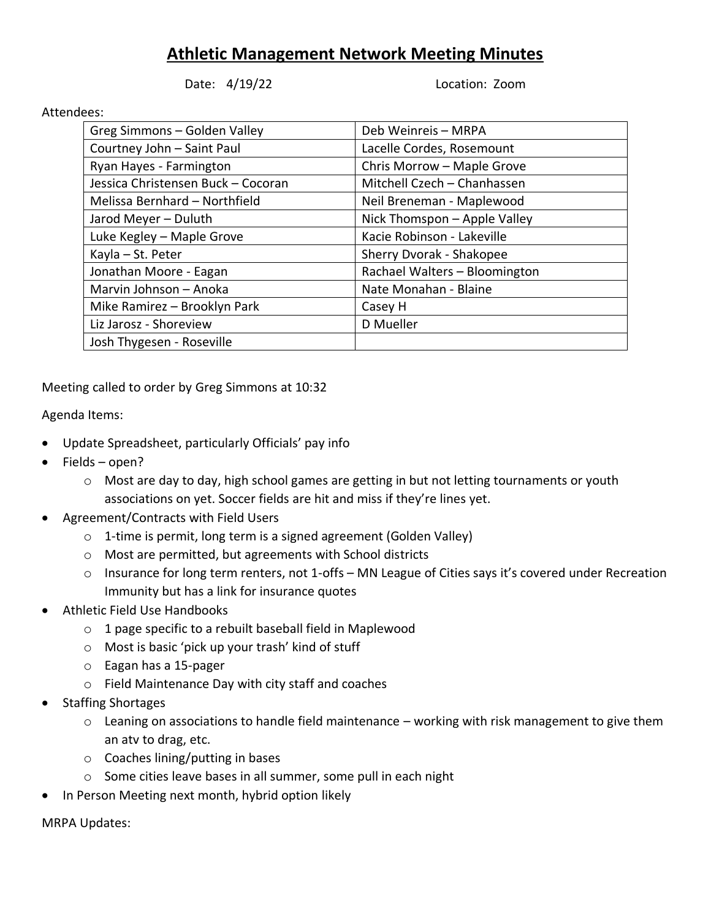# Athletic Management Network Meeting Minutes

Date: 4/19/22 Location: Zoom

Attendees:

| | |
|---|---|
| Greg Simmons – Golden Valley | Deb Weinreis – MRPA |
| Courtney John – Saint Paul | Lacelle Cordes, Rosemount |
| Ryan Hayes - Farmington | Chris Morrow – Maple Grove |
| Jessica Christensen Buck – Cocoran | Mitchell Czech – Chanhassen |
| Melissa Bernhard – Northfield | Neil Breneman - Maplewood |
| Jarod Meyer – Duluth | Nick Thomspon – Apple Valley |
| Luke Kegley – Maple Grove | Kacie Robinson - Lakeville |
| Kayla – St. Peter | Sherry Dvorak - Shakopee |
| Jonathan Moore - Eagan | Rachael Walters – Bloomington |
| Marvin Johnson – Anoka | Nate Monahan - Blaine |
| Mike Ramirez – Brooklyn Park | Casey H |
| Liz Jarosz - Shoreview | D Mueller |
| Josh Thygesen - Roseville | |

Meeting called to order by Greg Simmons at 10:32

Agenda Items:

- Update Spreadsheet, particularly Officials' pay info
- Fields – open?
  - Most are day to day, high school games are getting in but not letting tournaments or youth associations on yet. Soccer fields are hit and miss if they're lines yet.
- Agreement/Contracts with Field Users
  - 1-time is permit, long term is a signed agreement (Golden Valley)
  - Most are permitted, but agreements with School districts
  - Insurance for long term renters, not 1-offs – MN League of Cities says it's covered under Recreation Immunity but has a link for insurance quotes
- Athletic Field Use Handbooks
  - 1 page specific to a rebuilt baseball field in Maplewood
  - Most is basic 'pick up your trash' kind of stuff
  - Eagan has a 15-pager
  - Field Maintenance Day with city staff and coaches
- Staffing Shortages
  - Leaning on associations to handle field maintenance – working with risk management to give them an atv to drag, etc.
  - Coaches lining/putting in bases
  - Some cities leave bases in all summer, some pull in each night
- In Person Meeting next month, hybrid option likely

MRPA Updates: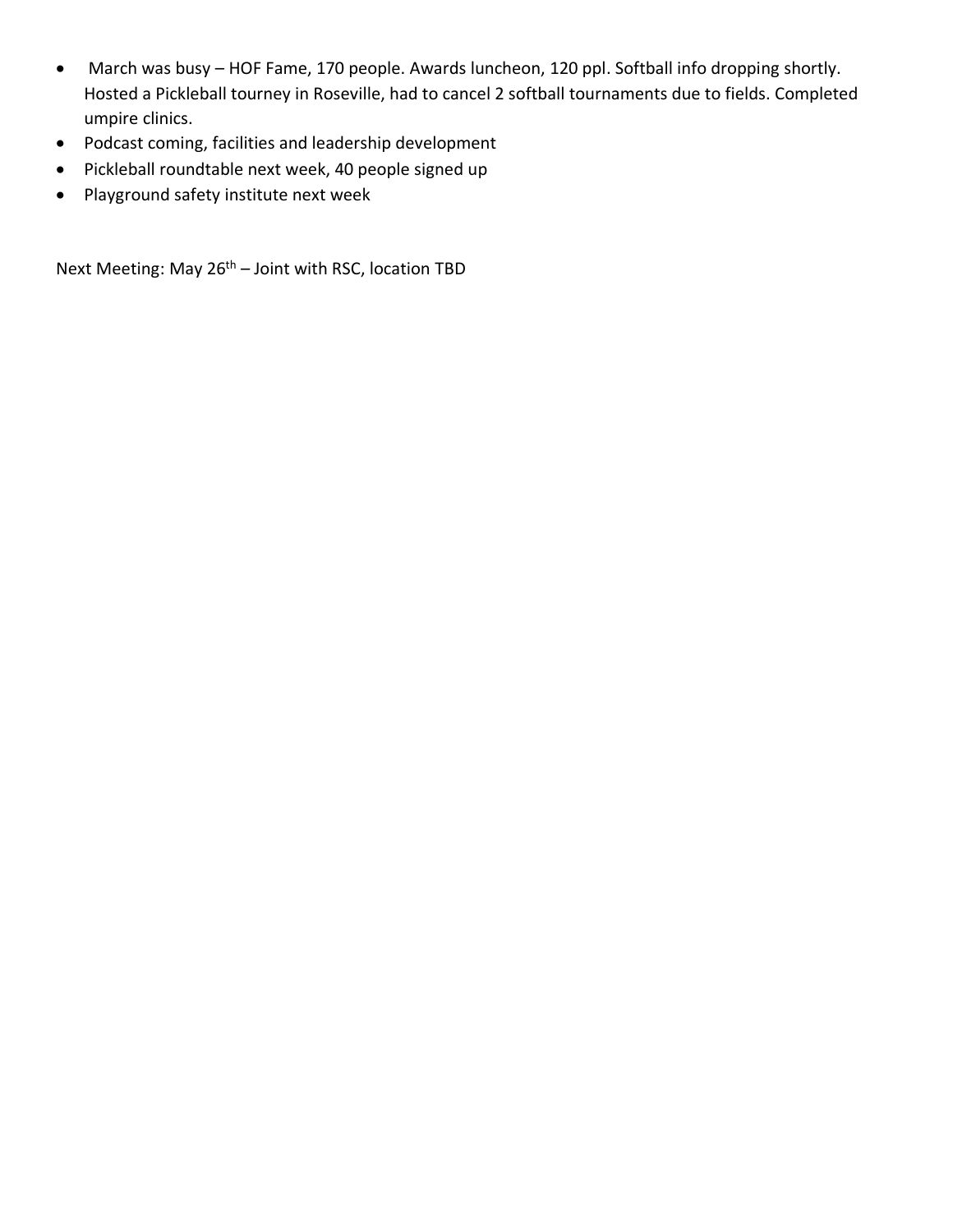- March was busy – HOF Fame, 170 people. Awards luncheon, 120 ppl. Softball info dropping shortly. Hosted a Pickleball tourney in Roseville, had to cancel 2 softball tournaments due to fields. Completed umpire clinics.
- Podcast coming, facilities and leadership development
- Pickleball roundtable next week, 40 people signed up
- Playground safety institute next week

Next Meeting: May 26th – Joint with RSC, location TBD